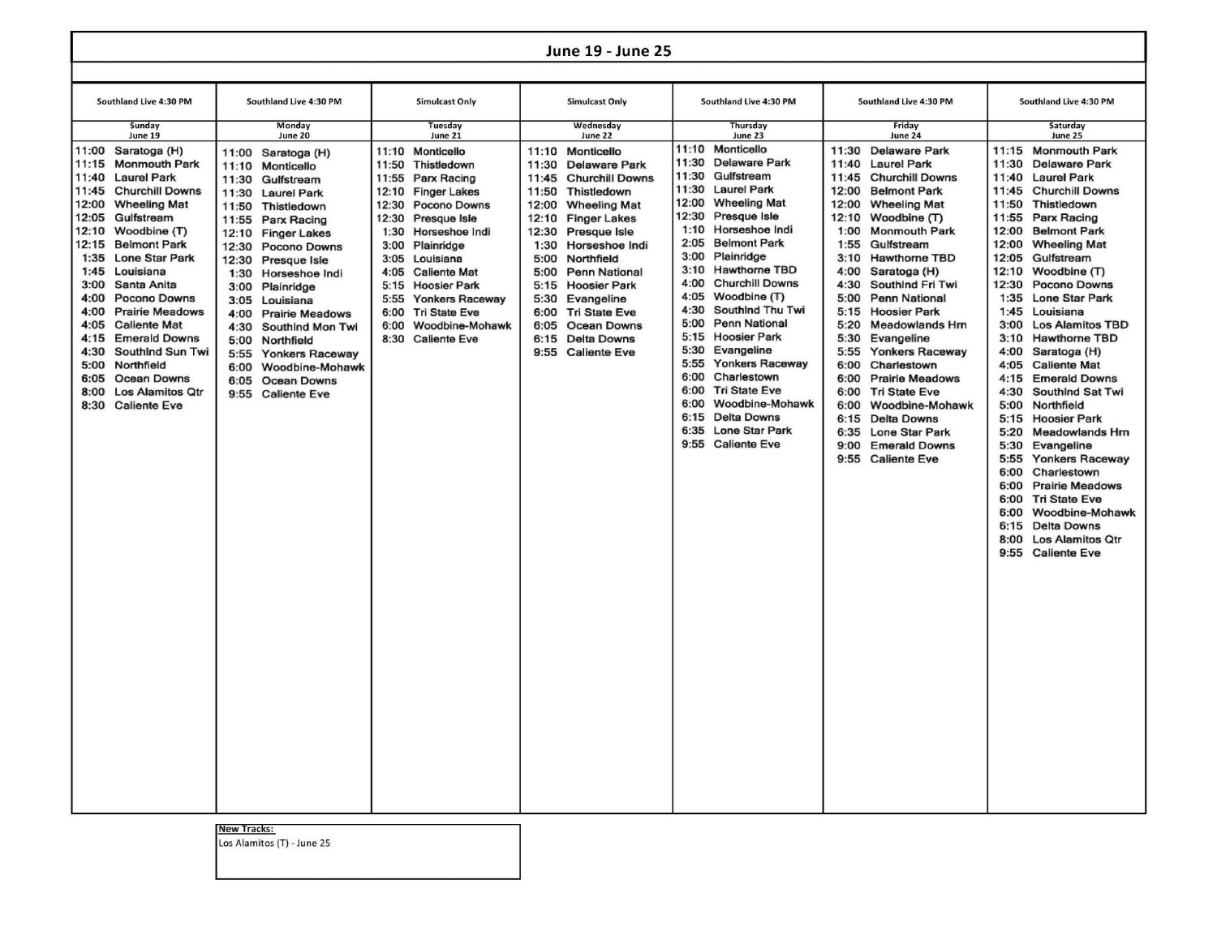## June 19 - June 25

| Southland Live 4:30 PM | Southland Live 4:30 PM | Simulcast Only | Simulcast Only | Southland Live 4:30 PM | Southland Live 4:30 PM | Southland Live 4:30 PM |
|---|---|---|---|---|---|---|
| Sunday June 19 | Monday June 20 | Tuesday June 21 | Wednesday June 22 | Thursday June 23 | Friday June 24 | Saturday June 25 |
| 11:00 Saratoga (H) | 11:00 Saratoga (H) | 11:10 Monticello | 11:10 Monticello | 11:10 Monticello | 11:30 Delaware Park | 11:15 Monmouth Park |
| 11:15 Monmouth Park | 11:10 Monticello | 11:50 Thistledown | 11:30 Delaware Park | 11:30 Delaware Park | 11:40 Laurel Park | 11:30 Delaware Park |
| 11:40 Laurel Park | 11:30 Gulfstream | 11:55 Parx Racing | 11:45 Churchill Downs | 11:30 Gulfstream | 11:45 Churchill Downs | 11:40 Laurel Park |
| 11:45 Churchill Downs | 11:30 Laurel Park | 12:10 Finger Lakes | 11:50 Thistledown | 11:30 Laurel Park | 12:00 Belmont Park | 11:45 Churchill Downs |
| 12:00 Wheeling Mat | 11:50 Thistledown | 12:30 Pocono Downs | 12:00 Wheeling Mat | 12:00 Wheeling Mat | 12:00 Wheeling Mat | 11:50 Thistledown |
| 12:05 Gulfstream | 11:55 Parx Racing | 12:30 Presque Isle | 12:10 Finger Lakes | 12:30 Presque Isle | 12:10 Woodbine (T) | 11:55 Parx Racing |
| 12:10 Woodbine (T) | 12:10 Finger Lakes | 1:30 Horseshoe Indi | 12:30 Presque Isle | 1:10 Horseshoe Indi | 1:00 Monmouth Park | 12:00 Belmont Park |
| 12:15 Belmont Park | 12:30 Pocono Downs | 3:00 Plainridge | 1:30 Horseshoe Indi | 2:05 Belmont Park | 1:55 Gulfstream | 12:00 Wheeling Mat |
| 1:35 Lone Star Park | 12:30 Presque Isle | 3:05 Louisiana | 5:00 Northfield | 3:00 Plainridge | 3:10 Hawthorne TBD | 12:05 Gulfstream |
| 1:45 Louisiana | 1:30 Horseshoe Indi | 4:05 Caliente Mat | 5:00 Penn National | 3:10 Hawthorne TBD | 4:00 Saratoga (H) | 12:10 Woodbine (T) |
| 3:00 Santa Anita | 3:00 Plainridge | 5:15 Hoosier Park | 5:15 Hoosier Park | 4:00 Churchill Downs | 4:30 Southlnd Fri Twi | 12:30 Pocono Downs |
| 4:00 Pocono Downs | 3:05 Louisiana | 5:30 Yonkers Raceway | 5:30 Evangeline | 4:05 Woodbine (T) | 5:00 Penn National | 1:35 Lone Star Park |
| 4:00 Prairie Meadows | 4:00 Prairie Meadows | 6:00 Tri State Eve | 6:00 Tri State Eve | 4:30 Southlnd Thu Twi | 5:15 Hoosier Park | 1:45 Louisiana |
| 4:05 Caliente Mat | 4:30 Southlnd Mon Twi | 6:00 Woodbine-Mohawk | 6:05 Ocean Downs | 5:00 Penn National | 5:20 Meadowlands Hrn | 3:00 Los Alamitos TBD |
| 4:15 Emerald Downs | 5:00 Northfield | 8:30 Caliente Eve | 6:15 Delta Downs | 5:15 Hoosier Park | 5:30 Evangeline | 3:10 Hawthorne TBD |
| 4:30 Southlnd Sun Twi | 5:55 Yonkers Raceway | | 9:55 Caliente Eve | 5:30 Evangeline | 5:55 Yonkers Raceway | 4:00 Saratoga (H) |
| 5:00 Northfield | 6:00 Woodbine-Mohawk | | | 5:55 Yonkers Raceway | 6:00 Charlestown | 4:05 Caliente Mat |
| 6:05 Ocean Downs | 6:05 Ocean Downs | | | 6:00 Charlestown | 6:00 Prairie Meadows | 4:15 Emerald Downs |
| 8:00 Los Alamitos Qtr | 9:55 Caliente Eve | | | 6:00 Tri State Eve | 6:00 Tri State Eve | 4:30 Southlnd Sat Twi |
| 8:30 Caliente Eve | | | | 6:00 Woodbine-Mohawk | 6:00 Woodbine-Mohawk | 5:00 Northfield |
| | | | | 6:15 Delta Downs | 6:15 Delta Downs | 5:15 Hoosier Park |
| | | | | 6:35 Lone Star Park | 6:35 Lone Star Park | 5:20 Meadowlands Hrn |
| | | | | 9:55 Caliente Eve | 9:00 Emerald Downs | 5:30 Evangeline |
| | | | | | 9:55 Caliente Eve | 5:55 Yonkers Raceway |
| | | | | | | 6:00 Charlestown |
| | | | | | | 6:00 Prairie Meadows |
| | | | | | | 6:00 Tri State Eve |
| | | | | | | 6:00 Woodbine-Mohawk |
| | | | | | | 6:15 Delta Downs |
| | | | | | | 8:00 Los Alamitos Qtr |
| | | | | | | 9:55 Caliente Eve |

**New Tracks:**
Los Alamitos (T) - June 25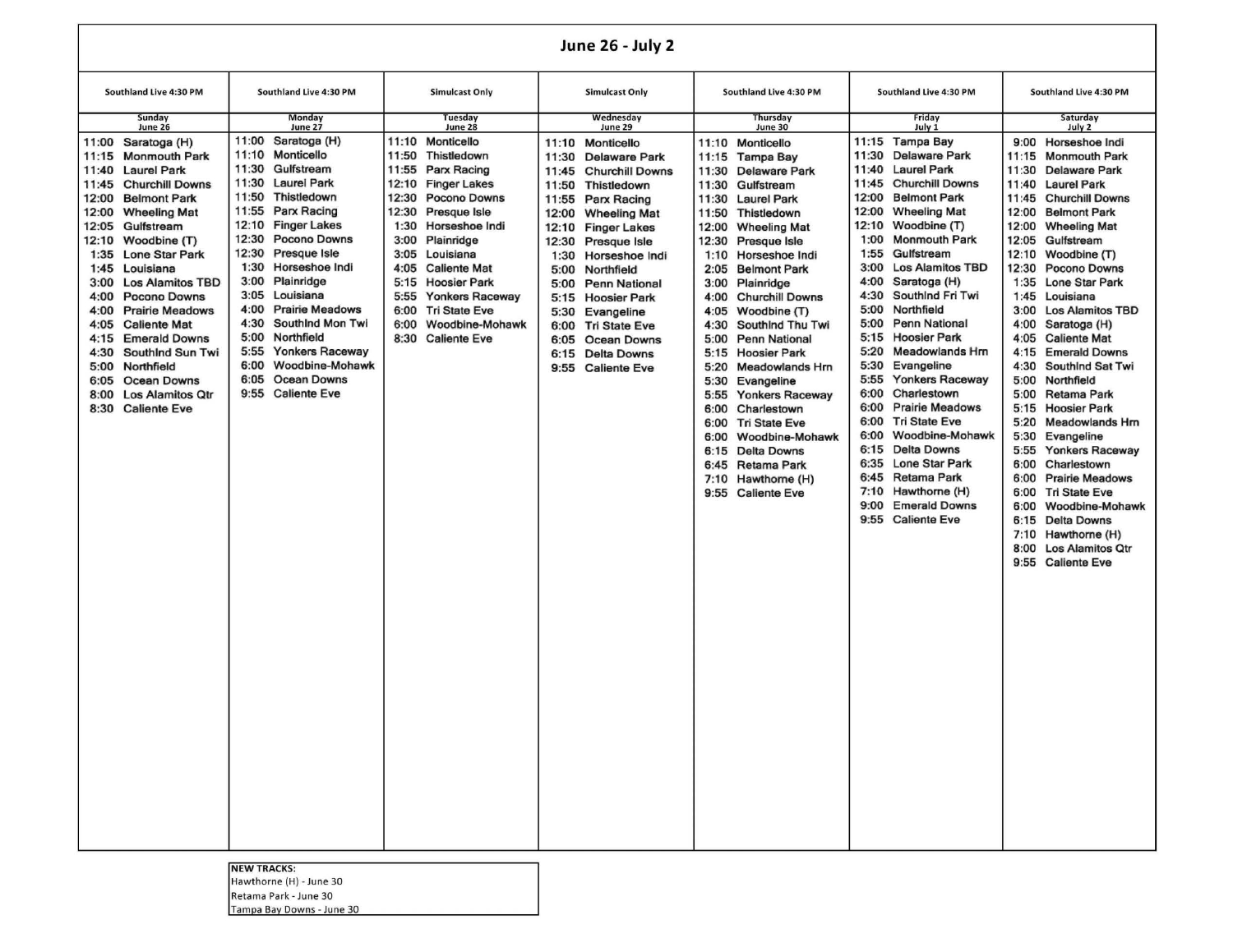# June 26 - July 2

| Southland Live 4:30 PM | Southland Live 4:30 PM | Simulcast Only | Simulcast Only | Southland Live 4:30 PM | Southland Live 4:30 PM | Southland Live 4:30 PM |
|---|---|---|---|---|---|---|
| **Sunday June 26** | **Monday June 27** | **Tuesday June 28** | **Wednesday June 29** | **Thursday June 30** | **Friday July 1** | **Saturday July 2** |
| 11:00 Saratoga (H) | 11:00 Saratoga (H) | 11:10 Monticello | 11:10 Monticello | 11:10 Monticello | 11:15 Tampa Bay | 9:00 Horseshoe Indi |
| 11:15 Monmouth Park | 11:10 Monticello | 11:50 Thistledown | 11:30 Delaware Park | 11:15 Tampa Bay | 11:30 Delaware Park | 11:15 Monmouth Park |
| 11:40 Laurel Park | 11:30 Gulfstream | 11:55 Parx Racing | 11:45 Churchill Downs | 11:30 Delaware Park | 11:40 Laurel Park | 11:30 Delaware Park |
| 11:45 Churchill Downs | 11:30 Laurel Park | 12:10 Finger Lakes | 11:50 Thistledown | 11:30 Gulfstream | 11:45 Churchill Downs | 11:40 Laurel Park |
| 12:00 Belmont Park | 11:50 Thistledown | 12:30 Pocono Downs | 11:55 Parx Racing | 11:30 Laurel Park | 12:00 Belmont Park | 11:45 Churchill Downs |
| 12:00 Wheeling Mat | 11:55 Parx Racing | 12:30 Presque Isle | 12:00 Wheeling Mat | 11:50 Thistledown | 12:00 Wheeling Mat | 12:00 Belmont Park |
| 12:05 Gulfstream | 12:10 Finger Lakes | 1:30 Horseshoe Indi | 12:10 Finger Lakes | 12:00 Wheeling Mat | 12:10 Woodbine (T) | 12:00 Wheeling Mat |
| 12:10 Woodbine (T) | 12:30 Pocono Downs | 3:00 Plainridge | 12:30 Presque Isle | 12:30 Presque Isle | 1:00 Monmouth Park | 12:05 Gulfstream |
| 1:35 Lone Star Park | 12:30 Presque Isle | 3:05 Louisiana | 1:30 Horseshoe Indi | 1:10 Horseshoe Indi | 1:55 Gulfstream | 12:10 Woodbine (T) |
| 1:45 Louisiana | 1:30 Horseshoe Indi | 4:05 Caliente Mat | 5:00 Northfield | 2:05 Belmont Park | 3:00 Los Alamitos TBD | 12:30 Pocono Downs |
| 3:00 Los Alamitos TBD | 3:00 Plainridge | 5:15 Hoosier Park | 5:00 Penn National | 3:00 Plainridge | 4:00 Saratoga (H) | 1:35 Lone Star Park |
| 4:00 Pocono Downs | 3:05 Louisiana | 5:55 Yonkers Raceway | 5:15 Hoosier Park | 4:00 Churchill Downs | 4:30 Southlnd Fri Twi | 1:45 Louisiana |
| 4:00 Prairie Meadows | 4:00 Prairie Meadows | 6:00 Tri State Eve | 5:30 Evangeline | 4:05 Woodbine (T) | 5:00 Northfield | 3:00 Los Alamitos TBD |
| 4:05 Caliente Mat | 4:30 Southlnd Mon Twi | 6:00 Woodbine-Mohawk | 6:00 Tri State Eve | 4:30 Southlnd Thu Twi | 5:00 Penn National | 4:00 Saratoga (H) |
| 4:15 Emerald Downs | 5:00 Northfield | 8:30 Caliente Eve | 6:05 Ocean Downs | 5:00 Penn National | 5:15 Hoosier Park | 4:05 Caliente Mat |
| 4:30 Southlnd Sun Twi | 5:55 Yonkers Raceway | | 6:15 Delta Downs | 5:15 Hoosier Park | 5:20 Meadowlands Hrn | 4:15 Emerald Downs |
| 5:00 Northfield | 6:00 Woodbine-Mohawk | | 9:55 Caliente Eve | 5:20 Meadowlands Hrn | 5:30 Evangeline | 4:30 Southlnd Sat Twi |
| 6:05 Ocean Downs | 6:05 Ocean Downs | | | 5:30 Evangeline | 5:55 Yonkers Raceway | 5:00 Northfield |
| 8:00 Los Alamitos Qtr | 9:55 Caliente Eve | | | 5:55 Yonkers Raceway | 6:00 Charlestown | 5:00 Retama Park |
| 8:30 Caliente Eve | | | | 6:00 Charlestown | 6:00 Prairie Meadows | 5:15 Hoosier Park |
| | | | | 6:00 Tri State Eve | 6:00 Tri State Eve | 5:20 Meadowlands Hrn |
| | | | | 6:00 Woodbine-Mohawk | 6:00 Woodbine-Mohawk | 5:30 Evangeline |
| | | | | 6:15 Delta Downs | 6:15 Delta Downs | 5:55 Yonkers Raceway |
| | | | | 6:45 Retama Park | 6:35 Lone Star Park | 6:00 Charlestown |
| | | | | 7:10 Hawthorne (H) | 6:45 Retama Park | 6:00 Prairie Meadows |
| | | | | 9:55 Caliente Eve | 7:10 Hawthorne (H) | 6:00 Tri State Eve |
| | | | | | 9:00 Emerald Downs | 6:00 Woodbine-Mohawk |
| | | | | | 9:55 Caliente Eve | 6:15 Delta Downs |
| | | | | | | 7:10 Hawthorne (H) |
| | | | | | | 8:00 Los Alamitos Qtr |
| | | | | | | 9:55 Caliente Eve |

**NEW TRACKS:**
Hawthorne (H) - June 30
Retama Park - June 30
Tampa Bay Downs - June 30